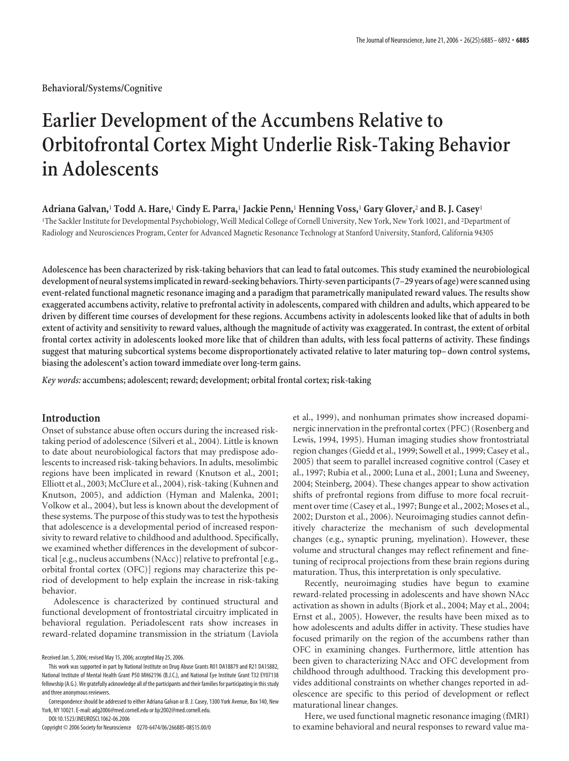Behavioral/Systems/Cognitive

# Earlier Development of the Accumbens Relative to Orbitofrontal Cortex Might Underlie Risk-Taking Behavior in Adolescents

**Adriana Galvan,[1] Todd A. Hare,[1] Cindy E. Parra,[1] Jackie Penn,[1] Henning Voss,[1] Gary Glover,[2] and B. J. Casey[1]**

[1]The Sackler Institute for Developmental Psychobiology, Weill Medical College of Cornell University, New York, New York 10021, and [2]Department of Radiology and Neurosciences Program, Center for Advanced Magnetic Resonance Technology at Stanford University, Stanford, California 94305

**Adolescence has been characterized by risk-taking behaviors that can lead to fatal outcomes. This study examined the neurobiological development of neural systems implicated in reward-seeking behaviors. Thirty-seven participants (7–29 years of age) were scanned using event-related functional magnetic resonance imaging and a paradigm that parametrically manipulated reward values. The results show exaggerated accumbens activity, relative to prefrontal activity in adolescents, compared with children and adults, which appeared to be driven by different time courses of development for these regions. Accumbens activity in adolescents looked like that of adults in both extent of activity and sensitivity to reward values, although the magnitude of activity was exaggerated. In contrast, the extent of orbital frontal cortex activity in adolescents looked more like that of children than adults, with less focal patterns of activity. These findings suggest that maturing subcortical systems become disproportionately activated relative to later maturing top–down control systems, biasing the adolescent's action toward immediate over long-term gains.**

*Key words:* **accumbens; adolescent; reward; development; orbital frontal cortex; risk-taking**

## Introduction

Onset of substance abuse often occurs during the increased risk-taking period of adolescence (Silveri et al., 2004). Little is known to date about neurobiological factors that may predispose adolescents to increased risk-taking behaviors. In adults, mesolimbic regions have been implicated in reward (Knutson et al., 2001; Elliott et al., 2003; McClure et al., 2004), risk-taking (Kuhnen and Knutson, 2005), and addiction (Hyman and Malenka, 2001; Volkow et al., 2004), but less is known about the development of these systems. The purpose of this study was to test the hypothesis that adolescence is a developmental period of increased responsivity to reward relative to childhood and adulthood. Specifically, we examined whether differences in the development of subcortical [e.g., nucleus accumbens (NAcc)] relative to prefrontal [e.g., orbital frontal cortex (OFC)] regions may characterize this period of development to help explain the increase in risk-taking behavior.

Adolescence is characterized by continued structural and functional development of frontostriatal circuitry implicated in behavioral regulation. Periadolescent rats show increases in reward-related dopamine transmission in the striatum (Laviola et al., 1999), and nonhuman primates show increased dopaminergic innervation in the prefrontal cortex (PFC) (Rosenberg and Lewis, 1994, 1995). Human imaging studies show frontostriatal region changes (Giedd et al., 1999; Sowell et al., 1999; Casey et al., 2005) that seem to parallel increased cognitive control (Casey et al., 1997; Rubia et al., 2000; Luna et al., 2001; Luna and Sweeney, 2004; Steinberg, 2004). These changes appear to show activation shifts of prefrontal regions from diffuse to more focal recruitment over time (Casey et al., 1997; Bunge et al., 2002; Moses et al., 2002; Durston et al., 2006). Neuroimaging studies cannot definitively characterize the mechanism of such developmental changes (e.g., synaptic pruning, myelination). However, these volume and structural changes may reflect refinement and fine-tuning of reciprocal projections from these brain regions during maturation. Thus, this interpretation is only speculative.

Recently, neuroimaging studies have begun to examine reward-related processing in adolescents and have shown NAcc activation as shown in adults (Bjork et al., 2004; May et al., 2004; Ernst et al., 2005). However, the results have been mixed as to how adolescents and adults differ in activity. These studies have focused primarily on the region of the accumbens rather than OFC in examining changes. Furthermore, little attention has been given to characterizing NAcc and OFC development from childhood through adulthood. Tracking this development provides additional constraints on whether changes reported in adolescence are specific to this period of development or reflect maturational linear changes.

Here, we used functional magnetic resonance imaging (fMRI) to examine behavioral and neural responses to reward value ma-

Received Jan. 5, 2006; revised May 15, 2006; accepted May 25, 2006.

This work was supported in part by National Institute on Drug Abuse Grants R01 DA18879 and R21 DA15882, National Institute of Mental Health Grant P50 MH62196 (B.J.C.), and National Eye Institute Grant T32 EY07138 fellowship (A.G.). We gratefully acknowledge all of the participants and their families for participating in this study and three anonymous reviewers.

Correspondence should be addressed to either Adriana Galvan or B. J. Casey, 1300 York Avenue, Box 140, New York, NY 10021. E-mail: adg2006@med.cornell.edu or bjc2002@med.cornell.edu.

DOI:10.1523/JNEUROSCI.1062-06.2006

Copyright © 2006 Society for Neuroscience 0270-6474/06/266885-08$15.00/0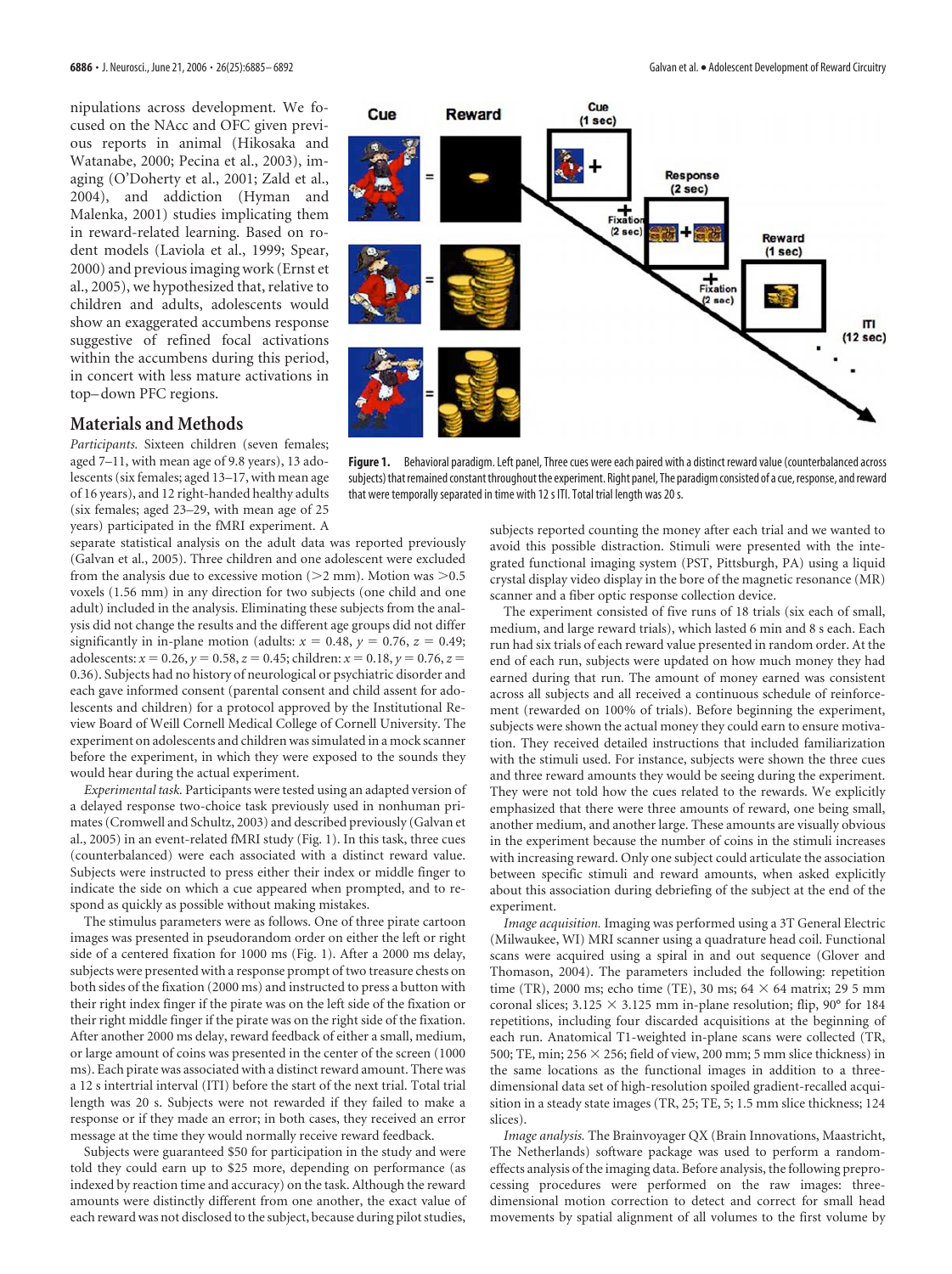nipulations across development. We focused on the NAcc and OFC given previous reports in animal (Hikosaka and Watanabe, 2000; Pecina et al., 2003), imaging (O'Doherty et al., 2001; Zald et al., 2004), and addiction (Hyman and Malenka, 2001) studies implicating them in reward-related learning. Based on rodent models (Laviola et al., 1999; Spear, 2000) and previous imaging work (Ernst et al., 2005), we hypothesized that, relative to children and adults, adolescents would show an exaggerated accumbens response suggestive of refined focal activations within the accumbens during this period, in concert with less mature activations in top–down PFC regions.

## Materials and Methods

*Participants.* Sixteen children (seven females; aged 7–11, with mean age of 9.8 years), 13 adolescents (six females; aged 13–17, with mean age of 16 years), and 12 right-handed healthy adults (six females; aged 23–29, with mean age of 25 years) participated in the fMRI experiment. A separate statistical analysis on the adult data was reported previously (Galvan et al., 2005). Three children and one adolescent were excluded from the analysis due to excessive motion (>2 mm). Motion was >0.5 voxels (1.56 mm) in any direction for two subjects (one child and one adult) included in the analysis. Eliminating these subjects from the analysis did not change the results and the different age groups did not differ significantly in in-plane motion (adults: $x = 0.48$, $y = 0.76$, $z = 0.49$; adolescents: $x = 0.26$, $y = 0.58$, $z = 0.45$; children: $x = 0.18$, $y = 0.76$, $z = 0.36$). Subjects had no history of neurological or psychiatric disorder and each gave informed consent (parental consent and child assent for adolescents and children) for a protocol approved by the Institutional Review Board of Weill Cornell Medical College of Cornell University. The experiment on adolescents and children was simulated in a mock scanner before the experiment, in which they were exposed to the sounds they would hear during the actual experiment.

*Experimental task.* Participants were tested using an adapted version of a delayed response two-choice task previously used in nonhuman primates (Cromwell and Schultz, 2003) and described previously (Galvan et al., 2005) in an event-related fMRI study (Fig. 1). In this task, three cues (counterbalanced) were each associated with a distinct reward value. Subjects were instructed to press either their index or middle finger to indicate the side on which a cue appeared when prompted, and to respond as quickly as possible without making mistakes.

The stimulus parameters were as follows. One of three pirate cartoon images was presented in pseudorandom order on either the left or right side of a centered fixation for 1000 ms (Fig. 1). After a 2000 ms delay, subjects were presented with a response prompt of two treasure chests on both sides of the fixation (2000 ms) and instructed to press a button with their right index finger if the pirate was on the left side of the fixation or their right middle finger if the pirate was on the right side of the fixation. After another 2000 ms delay, reward feedback of either a small, medium, or large amount of coins was presented in the center of the screen (1000 ms). Each pirate was associated with a distinct reward amount. There was a 12 s intertrial interval (ITI) before the start of the next trial. Total trial length was 20 s. Subjects were not rewarded if they failed to make a response or if they made an error; in both cases, they received an error message at the time they would normally receive reward feedback.

Subjects were guaranteed $50 for participation in the study and were told they could earn up to $25 more, depending on performance (as indexed by reaction time and accuracy) on the task. Although the reward amounts were distinctly different from one another, the exact value of each reward was not disclosed to the subject, because during pilot studies, subjects reported counting the money after each trial and we wanted to avoid this possible distraction. Stimuli were presented with the integrated functional imaging system (PST, Pittsburgh, PA) using a liquid crystal display video display in the bore of the magnetic resonance (MR) scanner and a fiber optic response collection device.

**Figure 1.** Behavioral paradigm. Left panel, Three cues were each paired with a distinct reward value (counterbalanced across subjects) that remained constant throughout the experiment. Right panel, The paradigm consisted of a cue, response, and reward that were temporally separated in time with 12 s ITI. Total trial length was 20 s.

The experiment consisted of five runs of 18 trials (six each of small, medium, and large reward trials), which lasted 6 min and 8 s each. Each run had six trials of each reward value presented in random order. At the end of each run, subjects were updated on how much money they had earned during that run. The amount of money earned was consistent across all subjects and all received a continuous schedule of reinforcement (rewarded on 100% of trials). Before beginning the experiment, subjects were shown the actual money they could earn to ensure motivation. They received detailed instructions that included familiarization with the stimuli used. For instance, subjects were shown the three cues and three reward amounts they would be seeing during the experiment. They were not told how the cues related to the rewards. We explicitly emphasized that there were three amounts of reward, one being small, another medium, and another large. These amounts are visually obvious in the experiment because the number of coins in the stimuli increases with increasing reward. Only one subject could articulate the association between specific stimuli and reward amounts, when asked explicitly about this association during debriefing of the subject at the end of the experiment.

*Image acquisition.* Imaging was performed using a 3T General Electric (Milwaukee, WI) MRI scanner using a quadrature head coil. Functional scans were acquired using a spiral in and out sequence (Glover and Thomason, 2004). The parameters included the following: repetition time (TR), 2000 ms; echo time (TE), 30 ms; 64 × 64 matrix; 29 5 mm coronal slices; 3.125 × 3.125 mm in-plane resolution; flip, 90° for 184 repetitions, including four discarded acquisitions at the beginning of each run. Anatomical T1-weighted in-plane scans were collected (TR, 500; TE, min; 256 × 256; field of view, 200 mm; 5 mm slice thickness) in the same locations as the functional images in addition to a three-dimensional data set of high-resolution spoiled gradient-recalled acquisition in a steady state images (TR, 25; TE, 5; 1.5 mm slice thickness; 124 slices).

*Image analysis.* The Brainvoyager QX (Brain Innovations, Maastricht, The Netherlands) software package was used to perform a random-effects analysis of the imaging data. Before analysis, the following preprocessing procedures were performed on the raw images: three-dimensional motion correction to detect and correct for small head movements by spatial alignment of all volumes to the first volume by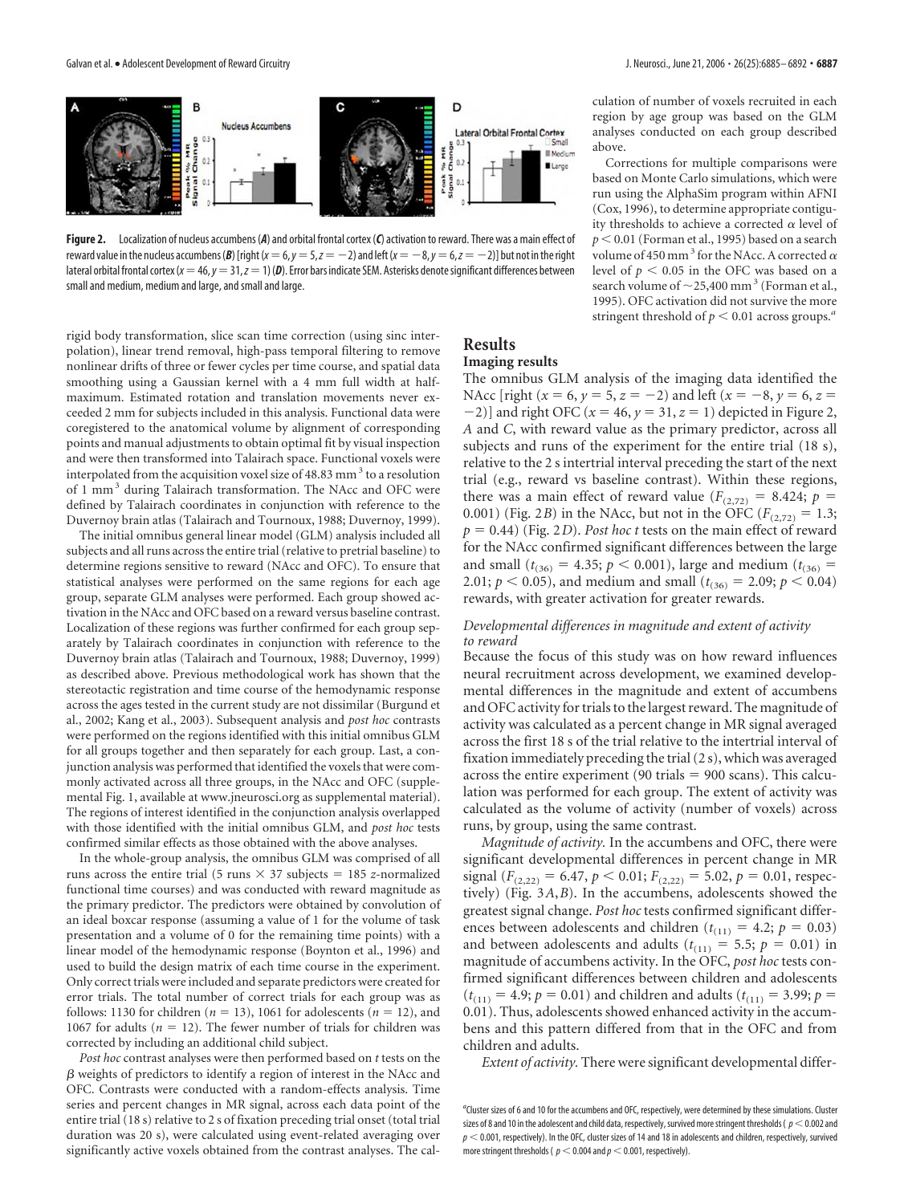**Figure 2.** Localization of nucleus accumbens (*A*) and orbital frontal cortex (*C*) activation to reward. There was a main effect of reward value in the nucleus accumbens (*B*) [right ($x = 6, y = 5, z = -2$) and left ($x = -8, y = 6, z = -2$)] but not in the right lateral orbital frontal cortex ($x = 46, y = 31, z = 1$) (*D*). Error bars indicate SEM. Asterisks denote significant differences between small and medium, medium and large, and small and large.

rigid body transformation, slice scan time correction (using sinc interpolation), linear trend removal, high-pass temporal filtering to remove nonlinear drifts of three or fewer cycles per time course, and spatial data smoothing using a Gaussian kernel with a 4 mm full width at half-maximum. Estimated rotation and translation movements never exceeded 2 mm for subjects included in this analysis. Functional data were coregistered to the anatomical volume by alignment of corresponding points and manual adjustments to obtain optimal fit by visual inspection and were then transformed into Talairach space. Functional voxels were interpolated from the acquisition voxel size of 48.83 $mm^3$ to a resolution of 1 $mm^3$ during Talairach transformation. The NAcc and OFC were defined by Talairach coordinates in conjunction with reference to the Duvernoy brain atlas (Talairach and Tournoux, 1988; Duvernoy, 1999).

The initial omnibus general linear model (GLM) analysis included all subjects and all runs across the entire trial (relative to pretrial baseline) to determine regions sensitive to reward (NAcc and OFC). To ensure that statistical analyses were performed on the same regions for each age group, separate GLM analyses were performed. Each group showed activation in the NAcc and OFC based on a reward versus baseline contrast. Localization of these regions was further confirmed for each group separately by Talairach coordinates in conjunction with reference to the Duvernoy brain atlas (Talairach and Tournoux, 1988; Duvernoy, 1999) as described above. Previous methodological work has shown that the stereotactic registration and time course of the hemodynamic response across the ages tested in the current study are not dissimilar (Burgund et al., 2002; Kang et al., 2003). Subsequent analysis and *post hoc* contrasts were performed on the regions identified with this initial omnibus GLM for all groups together and then separately for each group. Last, a conjunction analysis was performed that identified the voxels that were commonly activated across all three groups, in the NAcc and OFC (supplemental Fig. 1, available at www.jneurosci.org as supplemental material). The regions of interest identified in the conjunction analysis overlapped with those identified with the initial omnibus GLM, and *post hoc* tests confirmed similar effects as those obtained with the above analyses.

In the whole-group analysis, the omnibus GLM was comprised of all runs across the entire trial (5 runs × 37 subjects = 185 *z*-normalized functional time courses) and was conducted with reward magnitude as the primary predictor. The predictors were obtained by convolution of an ideal boxcar response (assuming a value of 1 for the volume of task presentation and a volume of 0 for the remaining time points) with a linear model of the hemodynamic response (Boynton et al., 1996) and used to build the design matrix of each time course in the experiment. Only correct trials were included and separate predictors were created for error trials. The total number of correct trials for each group was as follows: 1130 for children ($n = 13$), 1061 for adolescents ($n = 12$), and 1067 for adults ($n = 12$). The fewer number of trials for children was corrected by including an additional child subject.

*Post hoc* contrast analyses were then performed based on *t* tests on the $\beta$ weights of predictors to identify a region of interest in the NAcc and OFC. Contrasts were conducted with a random-effects analysis. Time series and percent changes in MR signal, across each data point of the entire trial (18 s) relative to 2 s of fixation preceding trial onset (total trial duration was 20 s), were calculated using event-related averaging over significantly active voxels obtained from the contrast analyses. The calculation of number of voxels recruited in each region by age group was based on the GLM analyses conducted on each group described above.

Corrections for multiple comparisons were based on Monte Carlo simulations, which were run using the AlphaSim program within AFNI (Cox, 1996), to determine appropriate contiguity thresholds to achieve a corrected $\alpha$ level of $p < 0.01$ (Forman et al., 1995) based on a search volume of 450 $mm^3$ for the NAcc. A corrected $\alpha$ level of $p < 0.05$ in the OFC was based on a search volume of ~25,400 $mm^3$ (Forman et al., 1995). OFC activation did not survive the more stringent threshold of $p < 0.01$ across groups.[a]

## Results

### Imaging results

The omnibus GLM analysis of the imaging data identified the NAcc [right ($x = 6, y = 5, z = -2$) and left ($x = -8, y = 6, z = -2$)] and right OFC ($x = 46, y = 31, z = 1$) depicted in Figure 2, *A* and *C*, with reward value as the primary predictor, across all subjects and runs of the experiment for the entire trial (18 s), relative to the 2 s intertrial interval preceding the start of the next trial (e.g., reward vs baseline contrast). Within these regions, there was a main effect of reward value ($F_{(2,72)} = 8.424$; $p = 0.001$) (Fig. 2*B*) in the NAcc, but not in the OFC ($F_{(2,72)} = 1.3$; $p = 0.44$) (Fig. 2*D*). *Post hoc t* tests on the main effect of reward for the NAcc confirmed significant differences between the large and small ($t_{(36)} = 4.35$; $p < 0.001$), large and medium ($t_{(36)} = 2.01$; $p < 0.05$), and medium and small ($t_{(36)} = 2.09$; $p < 0.04$) rewards, with greater activation for greater rewards.

#### *Developmental differences in magnitude and extent of activity to reward*

Because the focus of this study was on how reward influences neural recruitment across development, we examined developmental differences in the magnitude and extent of accumbens and OFC activity for trials to the largest reward. The magnitude of activity was calculated as a percent change in MR signal averaged across the first 18 s of the trial relative to the intertrial interval of fixation immediately preceding the trial (2 s), which was averaged across the entire experiment (90 trials = 900 scans). This calculation was performed for each group. The extent of activity was calculated as the volume of activity (number of voxels) across runs, by group, using the same contrast.

*Magnitude of activity.* In the accumbens and OFC, there were significant developmental differences in percent change in MR signal ($F_{(2,22)} = 6.47$, $p < 0.01$; $F_{(2,22)} = 5.02$, $p = 0.01$, respectively) (Fig. 3*A*,*B*). In the accumbens, adolescents showed the greatest signal change. *Post hoc* tests confirmed significant differences between adolescents and children ($t_{(11)} = 4.2$; $p = 0.03$) and between adolescents and adults ($t_{(11)} = 5.5$; $p = 0.01$) in magnitude of accumbens activity. In the OFC, *post hoc* tests confirmed significant differences between children and adolescents ($t_{(11)} = 4.9$; $p = 0.01$) and children and adults ($t_{(11)} = 3.99$; $p = 0.01$). Thus, adolescents showed enhanced activity in the accumbens and this pattern differed from that in the OFC and from children and adults.

*Extent of activity.* There were significant developmental differ-

[a]Cluster sizes of 6 and 10 for the accumbens and OFC, respectively, were determined by these simulations. Cluster sizes of 8 and 10 in the adolescent and child data, respectively, survived more stringent thresholds ($p < 0.002$ and $p < 0.001$, respectively). In the OFC, cluster sizes of 14 and 18 in adolescents and children, respectively, survived more stringent thresholds ($p < 0.004$ and $p < 0.001$, respectively).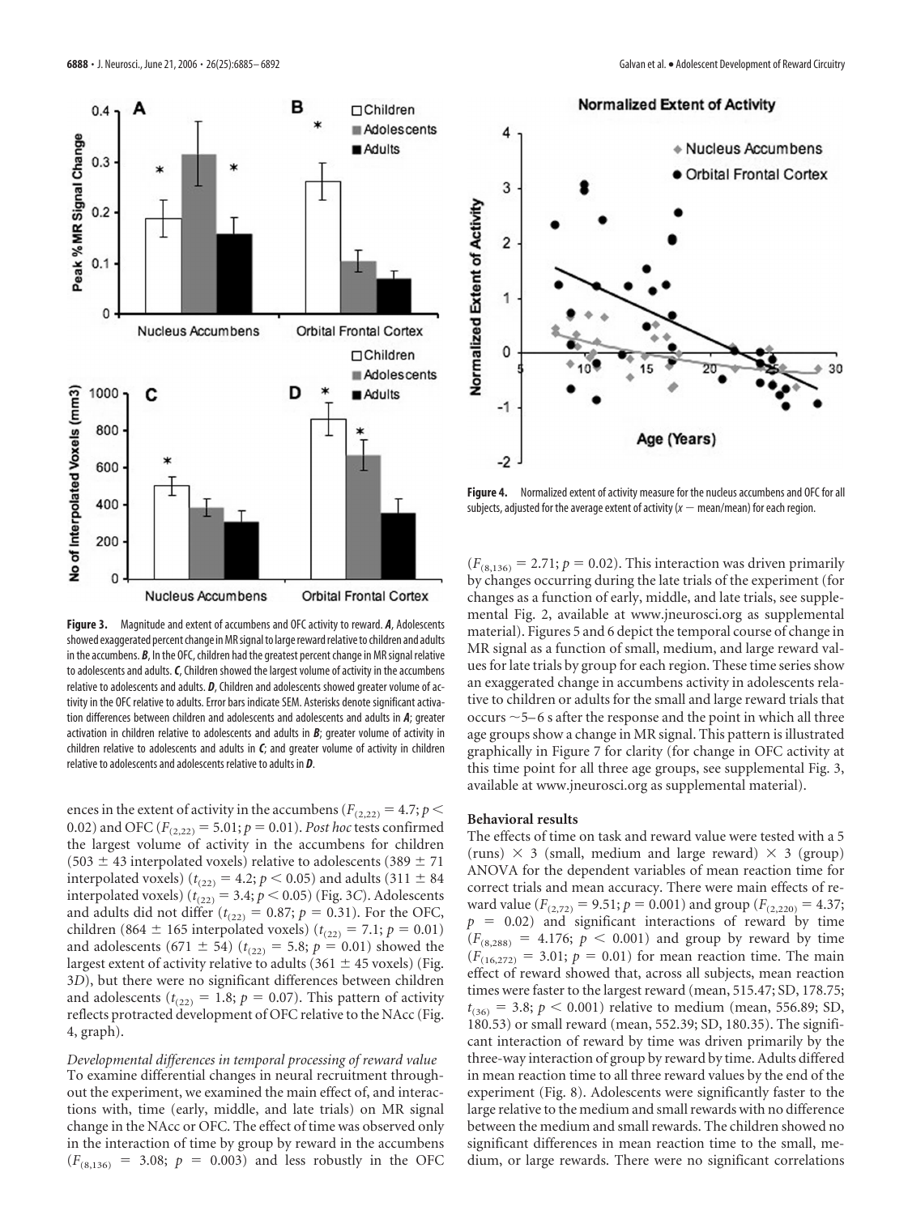**Figure 3.** Magnitude and extent of accumbens and OFC activity to reward. ***A***, Adolescents showed exaggerated percent change in MR signal to large reward relative to children and adults in the accumbens. ***B***, In the OFC, children had the greatest percent change in MR signal relative to adolescents and adults. ***C***, Children showed the largest volume of activity in the accumbens relative to adolescents and adults. ***D***, Children and adolescents showed greater volume of activity in the OFC relative to adults. Error bars indicate SEM. Asterisks denote significant activation differences between children and adolescents and adolescents and adults in ***A***; greater activation in children relative to adolescents and adults in ***B***; greater volume of activity in children relative to adolescents and adults in ***C***; and greater volume of activity in children relative to adolescents and adolescents relative to adults in ***D***.

**Figure 4.** Normalized extent of activity measure for the nucleus accumbens and OFC for all subjects, adjusted for the average extent of activity ($x$ − mean/mean) for each region.

ences in the extent of activity in the accumbens ($F_{(2,22)} = 4.7$; $p < 0.02$) and OFC ($F_{(2,22)} = 5.01$; $p = 0.01$). *Post hoc* tests confirmed the largest volume of activity in the accumbens for children (503 ± 43 interpolated voxels) relative to adolescents (389 ± 71 interpolated voxels) ($t_{(22)} = 4.2$; $p < 0.05$) and adults (311 ± 84 interpolated voxels) ($t_{(22)} = 3.4$; $p < 0.05$) (Fig. 3*C*). Adolescents and adults did not differ ($t_{(22)} = 0.87$; $p = 0.31$). For the OFC, children (864 ± 165 interpolated voxels) ($t_{(22)} = 7.1$; $p = 0.01$) and adolescents (671 ± 54) ($t_{(22)} = 5.8$; $p = 0.01$) showed the largest extent of activity relative to adults (361 ± 45 voxels) (Fig. 3*D*), but there were no significant differences between children and adolescents ($t_{(22)} = 1.8$; $p = 0.07$). This pattern of activity reflects protracted development of OFC relative to the NAcc (Fig. 4, graph).

*Developmental differences in temporal processing of reward value*

To examine differential changes in neural recruitment throughout the experiment, we examined the main effect of, and interactions with, time (early, middle, and late trials) on MR signal change in the NAcc or OFC. The effect of time was observed only in the interaction of time by group by reward in the accumbens ($F_{(8,136)} = 3.08$; $p = 0.003$) and less robustly in the OFC ($F_{(8,136)} = 2.71$; $p = 0.02$). This interaction was driven primarily by changes occurring during the late trials of the experiment (for changes as a function of early, middle, and late trials, see supplemental Fig. 2, available at www.jneurosci.org as supplemental material). Figures 5 and 6 depict the temporal course of change in MR signal as a function of small, medium, and large reward values for late trials by group for each region. These time series show an exaggerated change in accumbens activity in adolescents relative to children or adults for the small and large reward trials that occurs ∼5–6 s after the response and the point in which all three age groups show a change in MR signal. This pattern is illustrated graphically in Figure 7 for clarity (for change in OFC activity at this time point for all three age groups, see supplemental Fig. 3, available at www.jneurosci.org as supplemental material).

## Behavioral results

The effects of time on task and reward value were tested with a 5 (runs) × 3 (small, medium and large reward) × 3 (group) ANOVA for the dependent variables of mean reaction time for correct trials and mean accuracy. There were main effects of reward value ($F_{(2,72)} = 9.51$; $p = 0.001$) and group ($F_{(2,220)} = 4.37$; $p = 0.02$) and significant interactions of reward by time ($F_{(8,288)} = 4.176$; $p < 0.001$) and group by reward by time ($F_{(16,272)} = 3.01$; $p = 0.01$) for mean reaction time. The main effect of reward showed that, across all subjects, mean reaction times were faster to the largest reward (mean, 515.47; SD, 178.75; $t_{(36)} = 3.8$; $p < 0.001$) relative to medium (mean, 556.89; SD, 180.53) or small reward (mean, 552.39; SD, 180.35). The significant interaction of reward by time was driven primarily by the three-way interaction of group by reward by time. Adults differed in mean reaction time to all three reward values by the end of the experiment (Fig. 8). Adolescents were significantly faster to the large relative to the medium and small rewards with no difference between the medium and small rewards. The children showed no significant differences in mean reaction time to the small, medium, or large rewards. There were no significant correlations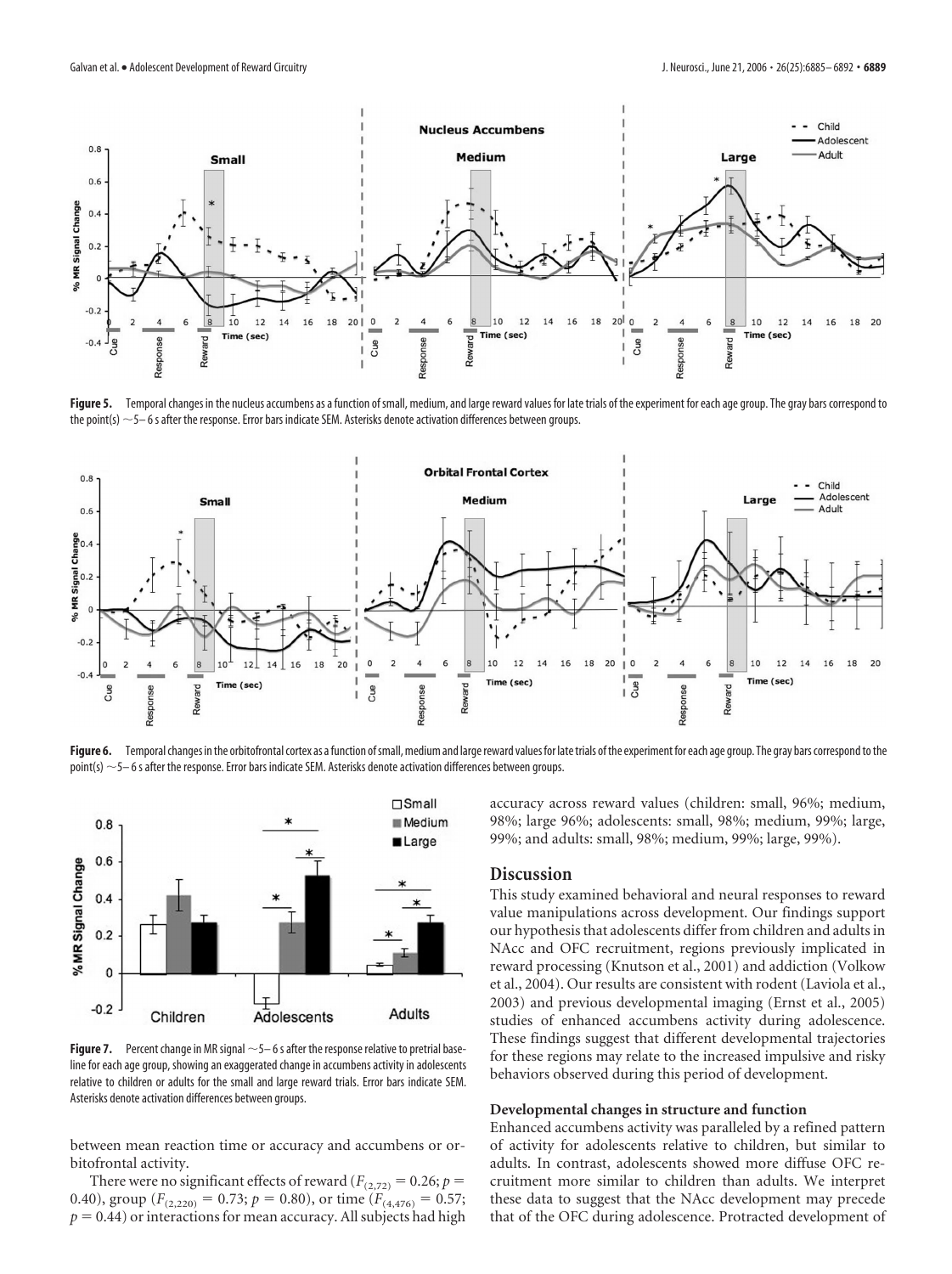**Figure 5.** Temporal changes in the nucleus accumbens as a function of small, medium, and large reward values for late trials of the experiment for each age group. The gray bars correspond to the point(s) ~5–6 s after the response. Error bars indicate SEM. Asterisks denote activation differences between groups.

**Figure 6.** Temporal changes in the orbitofrontal cortex as a function of small, medium and large reward values for late trials of the experiment for each age group. The gray bars correspond to the point(s) ~5–6 s after the response. Error bars indicate SEM. Asterisks denote activation differences between groups.

**Figure 7.** Percent change in MR signal ~5–6 s after the response relative to pretrial baseline for each age group, showing an exaggerated change in accumbens activity in adolescents relative to children or adults for the small and large reward trials. Error bars indicate SEM. Asterisks denote activation differences between groups.

between mean reaction time or accuracy and accumbens or orbitofrontal activity.

There were no significant effects of reward ($F_{(2,72)} = 0.26$; $p = 0.40$), group ($F_{(2,220)} = 0.73$; $p = 0.80$), or time ($F_{(4,476)} = 0.57$; $p = 0.44$) or interactions for mean accuracy. All subjects had high accuracy across reward values (children: small, 96%; medium, 98%; large 96%; adolescents: small, 98%; medium, 99%; large, 99%; and adults: small, 98%; medium, 99%; large, 99%).

## Discussion

This study examined behavioral and neural responses to reward value manipulations across development. Our findings support our hypothesis that adolescents differ from children and adults in NAcc and OFC recruitment, regions previously implicated in reward processing (Knutson et al., 2001) and addiction (Volkow et al., 2004). Our results are consistent with rodent (Laviola et al., 2003) and previous developmental imaging (Ernst et al., 2005) studies of enhanced accumbens activity during adolescence. These findings suggest that different developmental trajectories for these regions may relate to the increased impulsive and risky behaviors observed during this period of development.

### Developmental changes in structure and function

Enhanced accumbens activity was paralleled by a refined pattern of activity for adolescents relative to children, but similar to adults. In contrast, adolescents showed more diffuse OFC recruitment more similar to children than adults. We interpret these data to suggest that the NAcc development may precede that of the OFC during adolescence. Protracted development of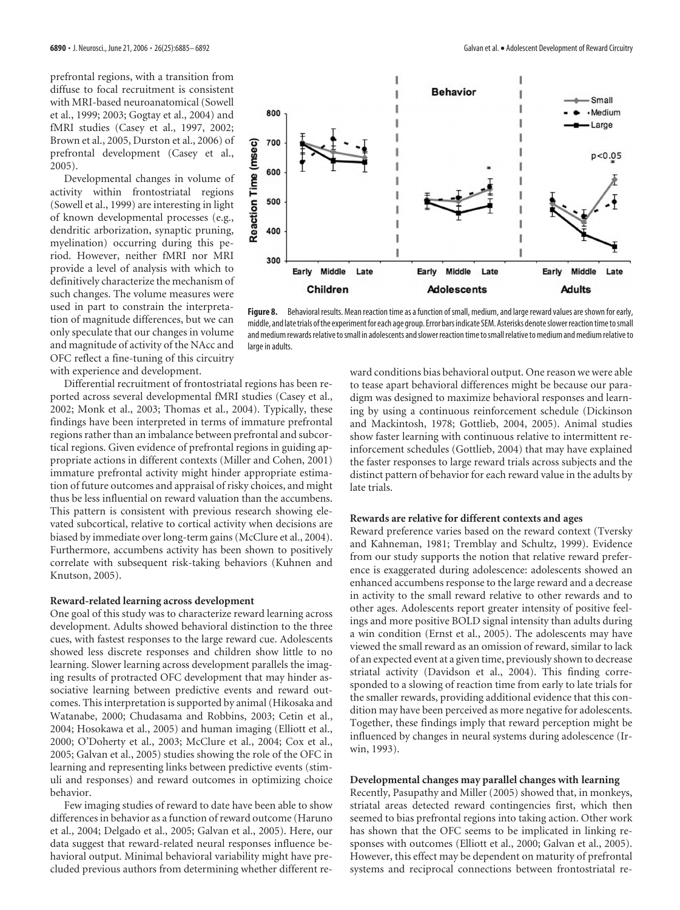prefrontal regions, with a transition from diffuse to focal recruitment is consistent with MRI-based neuroanatomical (Sowell et al., 1999; 2003; Gogtay et al., 2004) and fMRI studies (Casey et al., 1997, 2002; Brown et al., 2005, Durston et al., 2006) of prefrontal development (Casey et al., 2005).

Developmental changes in volume of activity within frontostriatal regions (Sowell et al., 1999) are interesting in light of known developmental processes (e.g., dendritic arborization, synaptic pruning, myelination) occurring during this period. However, neither fMRI nor MRI provide a level of analysis with which to definitively characterize the mechanism of such changes. The volume measures were used in part to constrain the interpretation of magnitude differences, but we can only speculate that our changes in volume and magnitude of activity of the NAcc and OFC reflect a fine-tuning of this circuitry with experience and development.

**Figure 8.** Behavioral results. Mean reaction time as a function of small, medium, and large reward values are shown for early, middle, and late trials of the experiment for each age group. Error bars indicate SEM. Asterisks denote slower reaction time to small and medium rewards relative to small in adolescents and slower reaction time to small relative to medium and medium relative to large in adults.

Differential recruitment of frontostriatal regions has been reported across several developmental fMRI studies (Casey et al., 2002; Monk et al., 2003; Thomas et al., 2004). Typically, these findings have been interpreted in terms of immature prefrontal regions rather than an imbalance between prefrontal and subcortical regions. Given evidence of prefrontal regions in guiding appropriate actions in different contexts (Miller and Cohen, 2001) immature prefrontal activity might hinder appropriate estimation of future outcomes and appraisal of risky choices, and might thus be less influential on reward valuation than the accumbens. This pattern is consistent with previous research showing elevated subcortical, relative to cortical activity when decisions are biased by immediate over long-term gains (McClure et al., 2004). Furthermore, accumbens activity has been shown to positively correlate with subsequent risk-taking behaviors (Kuhnen and Knutson, 2005).

### Reward-related learning across development

One goal of this study was to characterize reward learning across development. Adults showed behavioral distinction to the three cues, with fastest responses to the large reward cue. Adolescents showed less discrete responses and children show little to no learning. Slower learning across development parallels the imaging results of protracted OFC development that may hinder associative learning between predictive events and reward outcomes. This interpretation is supported by animal (Hikosaka and Watanabe, 2000; Chudasama and Robbins, 2003; Cetin et al., 2004; Hosokawa et al., 2005) and human imaging (Elliott et al., 2000; O'Doherty et al., 2003; McClure et al., 2004; Cox et al., 2005; Galvan et al., 2005) studies showing the role of the OFC in learning and representing links between predictive events (stimuli and responses) and reward outcomes in optimizing choice behavior.

Few imaging studies of reward to date have been able to show differences in behavior as a function of reward outcome (Haruno et al., 2004; Delgado et al., 2005; Galvan et al., 2005). Here, our data suggest that reward-related neural responses influence behavioral output. Minimal behavioral variability might have precluded previous authors from determining whether different reward conditions bias behavioral output. One reason we were able to tease apart behavioral differences might be because our paradigm was designed to maximize behavioral responses and learning by using a continuous reinforcement schedule (Dickinson and Mackintosh, 1978; Gottlieb, 2004, 2005). Animal studies show faster learning with continuous relative to intermittent reinforcement schedules (Gottlieb, 2004) that may have explained the faster responses to large reward trials across subjects and the distinct pattern of behavior for each reward value in the adults by late trials.

### Rewards are relative for different contexts and ages

Reward preference varies based on the reward context (Tversky and Kahneman, 1981; Tremblay and Schultz, 1999). Evidence from our study supports the notion that relative reward preference is exaggerated during adolescence: adolescents showed an enhanced accumbens response to the large reward and a decrease in activity to the small reward relative to other rewards and to other ages. Adolescents report greater intensity of positive feelings and more positive BOLD signal intensity than adults during a win condition (Ernst et al., 2005). The adolescents may have viewed the small reward as an omission of reward, similar to lack of an expected event at a given time, previously shown to decrease striatal activity (Davidson et al., 2004). This finding corresponded to a slowing of reaction time from early to late trials for the smaller rewards, providing additional evidence that this condition may have been perceived as more negative for adolescents. Together, these findings imply that reward perception might be influenced by changes in neural systems during adolescence (Irwin, 1993).

### Developmental changes may parallel changes with learning

Recently, Pasupathy and Miller (2005) showed that, in monkeys, striatal areas detected reward contingencies first, which then seemed to bias prefrontal regions into taking action. Other work has shown that the OFC seems to be implicated in linking responses with outcomes (Elliott et al., 2000; Galvan et al., 2005). However, this effect may be dependent on maturity of prefrontal systems and reciprocal connections between frontostriatal re-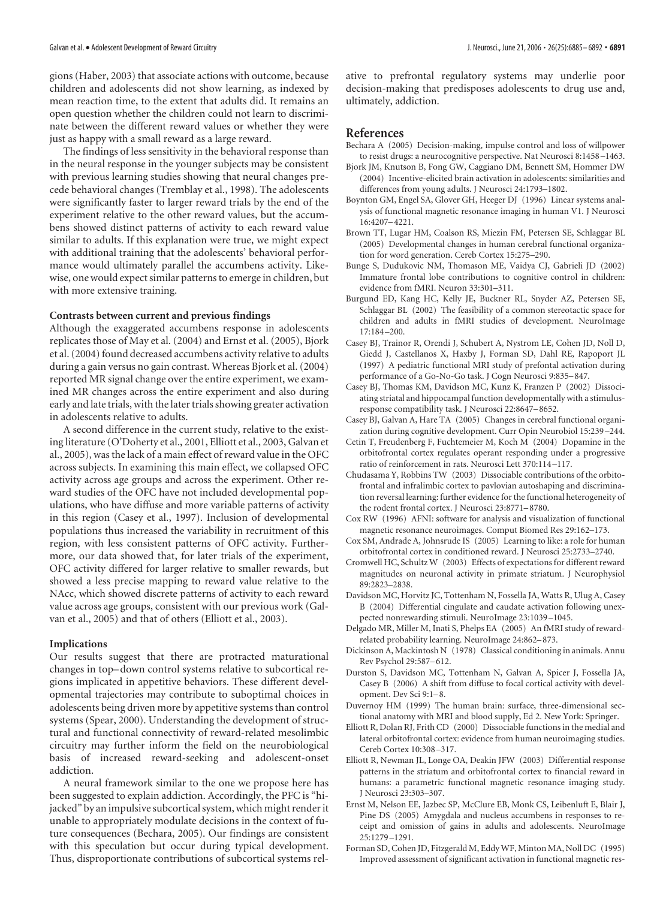gions (Haber, 2003) that associate actions with outcome, because children and adolescents did not show learning, as indexed by mean reaction time, to the extent that adults did. It remains an open question whether the children could not learn to discriminate between the different reward values or whether they were just as happy with a small reward as a large reward.

The findings of less sensitivity in the behavioral response than in the neural response in the younger subjects may be consistent with previous learning studies showing that neural changes precede behavioral changes (Tremblay et al., 1998). The adolescents were significantly faster to larger reward trials by the end of the experiment relative to the other reward values, but the accumbens showed distinct patterns of activity to each reward value similar to adults. If this explanation were true, we might expect with additional training that the adolescents' behavioral performance would ultimately parallel the accumbens activity. Likewise, one would expect similar patterns to emerge in children, but with more extensive training.

### Contrasts between current and previous findings

Although the exaggerated accumbens response in adolescents replicates those of May et al. (2004) and Ernst et al. (2005), Bjork et al. (2004) found decreased accumbens activity relative to adults during a gain versus no gain contrast. Whereas Bjork et al. (2004) reported MR signal change over the entire experiment, we examined MR changes across the entire experiment and also during early and late trials, with the later trials showing greater activation in adolescents relative to adults.

A second difference in the current study, relative to the existing literature (O'Doherty et al., 2001, Elliott et al., 2003, Galvan et al., 2005), was the lack of a main effect of reward value in the OFC across subjects. In examining this main effect, we collapsed OFC activity across age groups and across the experiment. Other reward studies of the OFC have not included developmental populations, who have diffuse and more variable patterns of activity in this region (Casey et al., 1997). Inclusion of developmental populations thus increased the variability in recruitment of this region, with less consistent patterns of OFC activity. Furthermore, our data showed that, for later trials of the experiment, OFC activity differed for larger relative to smaller rewards, but showed a less precise mapping to reward value relative to the NAcc, which showed discrete patterns of activity to each reward value across age groups, consistent with our previous work (Galvan et al., 2005) and that of others (Elliott et al., 2003).

### Implications

Our results suggest that there are protracted maturational changes in top–down control systems relative to subcortical regions implicated in appetitive behaviors. These different developmental trajectories may contribute to suboptimal choices in adolescents being driven more by appetitive systems than control systems (Spear, 2000). Understanding the development of structural and functional connectivity of reward-related mesolimbic circuitry may further inform the field on the neurobiological basis of increased reward-seeking and adolescent-onset addiction.

A neural framework similar to the one we propose here has been suggested to explain addiction. Accordingly, the PFC is "hijacked" by an impulsive subcortical system, which might render it unable to appropriately modulate decisions in the context of future consequences (Bechara, 2005). Our findings are consistent with this speculation but occur during typical development. Thus, disproportionate contributions of subcortical systems relative to prefrontal regulatory systems may underlie poor decision-making that predisposes adolescents to drug use and, ultimately, addiction.

## References

Bechara A (2005) Decision-making, impulse control and loss of willpower to resist drugs: a neurocognitive perspective. Nat Neurosci 8:1458–1463.

Bjork JM, Knutson B, Fong GW, Caggiano DM, Bennett SM, Hommer DW (2004) Incentive-elicited brain activation in adolescents: similarities and differences from young adults. J Neurosci 24:1793–1802.

Boynton GM, Engel SA, Glover GH, Heeger DJ (1996) Linear systems analysis of functional magnetic resonance imaging in human V1. J Neurosci 16:4207–4221.

Brown TT, Lugar HM, Coalson RS, Miezin FM, Petersen SE, Schlaggar BL (2005) Developmental changes in human cerebral functional organization for word generation. Cereb Cortex 15:275–290.

Bunge S, Dudukovic NM, Thomason ME, Vaidya CJ, Gabrieli JD (2002) Immature frontal lobe contributions to cognitive control in children: evidence from fMRI. Neuron 33:301–311.

Burgund ED, Kang HC, Kelly JE, Buckner RL, Snyder AZ, Petersen SE, Schlaggar BL (2002) The feasibility of a common stereotactic space for children and adults in fMRI studies of development. NeuroImage 17:184–200.

Casey BJ, Trainor R, Orendi J, Schubert A, Nystrom LE, Cohen JD, Noll D, Giedd J, Castellanos X, Haxby J, Forman SD, Dahl RE, Rapoport JL (1997) A pediatric functional MRI study of prefontal activation during performance of a Go-No-Go task. J Cogn Neurosci 9:835–847.

Casey BJ, Thomas KM, Davidson MC, Kunz K, Franzen P (2002) Dissociating striatal and hippocampal function developmentally with a stimulus-response compatibility task. J Neurosci 22:8647–8652.

Casey BJ, Galvan A, Hare TA (2005) Changes in cerebral functional organization during cognitive development. Curr Opin Neurobiol 15:239–244.

Cetin T, Freudenberg F, Fuchtemeier M, Koch M (2004) Dopamine in the orbitofrontal cortex regulates operant responding under a progressive ratio of reinforcement in rats. Neurosci Lett 370:114–117.

Chudasama Y, Robbins TW (2003) Dissociable contributions of the orbitofrontal and infralimbic cortex to pavlovian autoshaping and discrimination reversal learning: further evidence for the functional heterogeneity of the rodent frontal cortex. J Neurosci 23:8771–8780.

Cox RW (1996) AFNI: software for analysis and visualization of functional magnetic resonance neuroimages. Comput Biomed Res 29:162–173.

Cox SM, Andrade A, Johnsrude IS (2005) Learning to like: a role for human orbitofrontal cortex in conditioned reward. J Neurosci 25:2733–2740.

Cromwell HC, Schultz W (2003) Effects of expectations for different reward magnitudes on neuronal activity in primate striatum. J Neurophysiol 89:2823–2838.

Davidson MC, Horvitz JC, Tottenham N, Fossella JA, Watts R, Ulug A, Casey B (2004) Differential cingulate and caudate activation following unexpected nonrewarding stimuli. NeuroImage 23:1039–1045.

Delgado MR, Miller M, Inati S, Phelps EA (2005) An fMRI study of reward-related probability learning. NeuroImage 24:862–873.

Dickinson A, Mackintosh N (1978) Classical conditioning in animals. Annu Rev Psychol 29:587–612.

Durston S, Davidson MC, Tottenham N, Galvan A, Spicer J, Fossella JA, Casey B (2006) A shift from diffuse to focal cortical activity with development. Dev Sci 9:1–8.

Duvernoy HM (1999) The human brain: surface, three-dimensional sectional anatomy with MRI and blood supply, Ed 2. New York: Springer.

Elliott R, Dolan RJ, Frith CD (2000) Dissociable functions in the medial and lateral orbitofrontal cortex: evidence from human neuroimaging studies. Cereb Cortex 10:308–317.

Elliott R, Newman JL, Longe OA, Deakin JFW (2003) Differential response patterns in the striatum and orbitofrontal cortex to financial reward in humans: a parametric functional magnetic resonance imaging study. J Neurosci 23:303–307.

Ernst M, Nelson EE, Jazbec SP, McClure EB, Monk CS, Leibenluft E, Blair J, Pine DS (2005) Amygdala and nucleus accumbens in responses to receipt and omission of gains in adults and adolescents. NeuroImage 25:1279–1291.

Forman SD, Cohen JD, Fitzgerald M, Eddy WF, Minton MA, Noll DC (1995) Improved assessment of significant activation in functional magnetic res-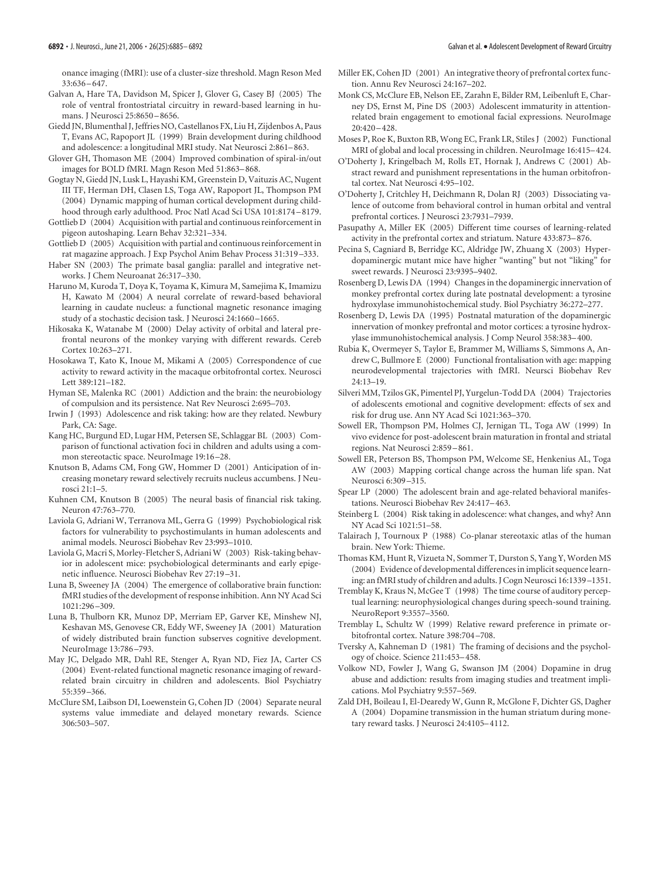onance imaging (fMRI): use of a cluster-size threshold. Magn Reson Med 33:636–647.

Galvan A, Hare TA, Davidson M, Spicer J, Glover G, Casey BJ (2005) The role of ventral frontostriatal circuitry in reward-based learning in humans. J Neurosci 25:8650–8656.

Giedd JN, Blumenthal J, Jeffries NO, Castellanos FX, Liu H, Zijdenbos A, Paus T, Evans AC, Rapoport JL (1999) Brain development during childhood and adolescence: a longitudinal MRI study. Nat Neurosci 2:861–863.

Glover GH, Thomason ME (2004) Improved combination of spiral-in/out images for BOLD fMRI. Magn Reson Med 51:863–868.

Gogtay N, Giedd JN, Lusk L, Hayashi KM, Greenstein D, Vaituzis AC, Nugent III TF, Herman DH, Clasen LS, Toga AW, Rapoport JL, Thompson PM (2004) Dynamic mapping of human cortical development during childhood through early adulthood. Proc Natl Acad Sci USA 101:8174–8179.

Gottlieb D (2004) Acquisition with partial and continuous reinforcement in pigeon autoshaping. Learn Behav 32:321–334.

Gottlieb D (2005) Acquisition with partial and continuous reinforcement in rat magazine approach. J Exp Psychol Anim Behav Process 31:319–333.

Haber SN (2003) The primate basal ganglia: parallel and integrative networks. J Chem Neuroanat 26:317–330.

Haruno M, Kuroda T, Doya K, Toyama K, Kimura M, Samejima K, Imamizu H, Kawato M (2004) A neural correlate of reward-based behavioral learning in caudate nucleus: a functional magnetic resonance imaging study of a stochastic decision task. J Neurosci 24:1660–1665.

Hikosaka K, Watanabe M (2000) Delay activity of orbital and lateral prefrontal neurons of the monkey varying with different rewards. Cereb Cortex 10:263–271.

Hosokawa T, Kato K, Inoue M, Mikami A (2005) Correspondence of cue activity to reward activity in the macaque orbitofrontal cortex. Neurosci Lett 389:121–182.

Hyman SE, Malenka RC (2001) Addiction and the brain: the neurobiology of compulsion and its persistence. Nat Rev Neurosci 2:695–703.

Irwin J (1993) Adolescence and risk taking: how are they related. Newbury Park, CA: Sage.

Kang HC, Burgund ED, Lugar HM, Petersen SE, Schlaggar BL (2003) Comparison of functional activation foci in children and adults using a common stereotactic space. NeuroImage 19:16–28.

Knutson B, Adams CM, Fong GW, Hommer D (2001) Anticipation of increasing monetary reward selectively recruits nucleus accumbens. J Neurosci 21:1–5.

Kuhnen CM, Knutson B (2005) The neural basis of financial risk taking. Neuron 47:763–770.

Laviola G, Adriani W, Terranova ML, Gerra G (1999) Psychobiological risk factors for vulnerability to psychostimulants in human adolescents and animal models. Neurosci Biobehav Rev 23:993–1010.

Laviola G, Macri S, Morley-Fletcher S, Adriani W (2003) Risk-taking behavior in adolescent mice: psychobiological determinants and early epigenetic influence. Neurosci Biobehav Rev 27:19–31.

Luna B, Sweeney JA (2004) The emergence of collaborative brain function: fMRI studies of the development of response inhibition. Ann NY Acad Sci 1021:296–309.

Luna B, Thulborn KR, Munoz DP, Merriam EP, Garver KE, Minshew NJ, Keshavan MS, Genovese CR, Eddy WF, Sweeney JA (2001) Maturation of widely distributed brain function subserves cognitive development. NeuroImage 13:786–793.

May JC, Delgado MR, Dahl RE, Stenger A, Ryan ND, Fiez JA, Carter CS (2004) Event-related functional magnetic resonance imaging of reward-related brain circuitry in children and adolescents. Biol Psychiatry 55:359–366.

McClure SM, Laibson DI, Loewenstein G, Cohen JD (2004) Separate neural systems value immediate and delayed monetary rewards. Science 306:503–507.

Miller EK, Cohen JD (2001) An integrative theory of prefrontal cortex function. Annu Rev Neurosci 24:167–202.

Monk CS, McClure EB, Nelson EE, Zarahn E, Bilder RM, Leibenluft E, Charney DS, Ernst M, Pine DS (2003) Adolescent immaturity in attention-related brain engagement to emotional facial expressions. NeuroImage 20:420–428.

Moses P, Roe K, Buxton RB, Wong EC, Frank LR, Stiles J (2002) Functional MRI of global and local processing in children. NeuroImage 16:415–424.

O'Doherty J, Kringelbach M, Rolls ET, Hornak J, Andrews C (2001) Abstract reward and punishment representations in the human orbitofrontal cortex. Nat Neurosci 4:95–102.

O'Doherty J, Critchley H, Deichmann R, Dolan RJ (2003) Dissociating valence of outcome from behavioral control in human orbital and ventral prefrontal cortices. J Neurosci 23:7931–7939.

Pasupathy A, Miller EK (2005) Different time courses of learning-related activity in the prefrontal cortex and striatum. Nature 433:873–876.

Pecina S, Cagniard B, Berridge KC, Aldridge JW, Zhuang X (2003) Hyperdopaminergic mutant mice have higher "wanting" but not "liking" for sweet rewards. J Neurosci 23:9395–9402.

Rosenberg D, Lewis DA (1994) Changes in the dopaminergic innervation of monkey prefrontal cortex during late postnatal development: a tyrosine hydroxylase immunohistochemical study. Biol Psychiatry 36:272–277.

Rosenberg D, Lewis DA (1995) Postnatal maturation of the dopaminergic innervation of monkey prefrontal and motor cortices: a tyrosine hydroxylase immunohistochemical analysis. J Comp Neurol 358:383–400.

Rubia K, Overmeyer S, Taylor E, Brammer M, Williams S, Simmons A, Andrew C, Bullmore E (2000) Functional frontalisation with age: mapping neurodevelopmental trajectories with fMRI. Neursci Biobehav Rev 24:13–19.

Silveri MM, Tzilos GK, Pimentel PJ, Yurgelun-Todd DA (2004) Trajectories of adolescents emotional and cognitive development: effects of sex and risk for drug use. Ann NY Acad Sci 1021:363–370.

Sowell ER, Thompson PM, Holmes CJ, Jernigan TL, Toga AW (1999) In vivo evidence for post-adolescent brain maturation in frontal and striatal regions. Nat Neurosci 2:859–861.

Sowell ER, Peterson BS, Thompson PM, Welcome SE, Henkenius AL, Toga AW (2003) Mapping cortical change across the human life span. Nat Neurosci 6:309–315.

Spear LP (2000) The adolescent brain and age-related behavioral manifestations. Neurosci Biobehav Rev 24:417–463.

Steinberg L (2004) Risk taking in adolescence: what changes, and why? Ann NY Acad Sci 1021:51–58.

Talairach J, Tournoux P (1988) Co-planar stereotaxic atlas of the human brain. New York: Thieme.

Thomas KM, Hunt R, Vizueta N, Sommer T, Durston S, Yang Y, Worden MS (2004) Evidence of developmental differences in implicit sequence learning: an fMRI study of children and adults. J Cogn Neurosci 16:1339–1351.

Tremblay K, Kraus N, McGee T (1998) The time course of auditory perceptual learning: neurophysiological changes during speech-sound training. NeuroReport 9:3557–3560.

Tremblay L, Schultz W (1999) Relative reward preference in primate orbitofrontal cortex. Nature 398:704–708.

Tversky A, Kahneman D (1981) The framing of decisions and the psychology of choice. Science 211:453–458.

Volkow ND, Fowler J, Wang G, Swanson JM (2004) Dopamine in drug abuse and addiction: results from imaging studies and treatment implications. Mol Psychiatry 9:557–569.

Zald DH, Boileau I, El-Dearedy W, Gunn R, McGlone F, Dichter GS, Dagher A (2004) Dopamine transmission in the human striatum during monetary reward tasks. J Neurosci 24:4105–4112.